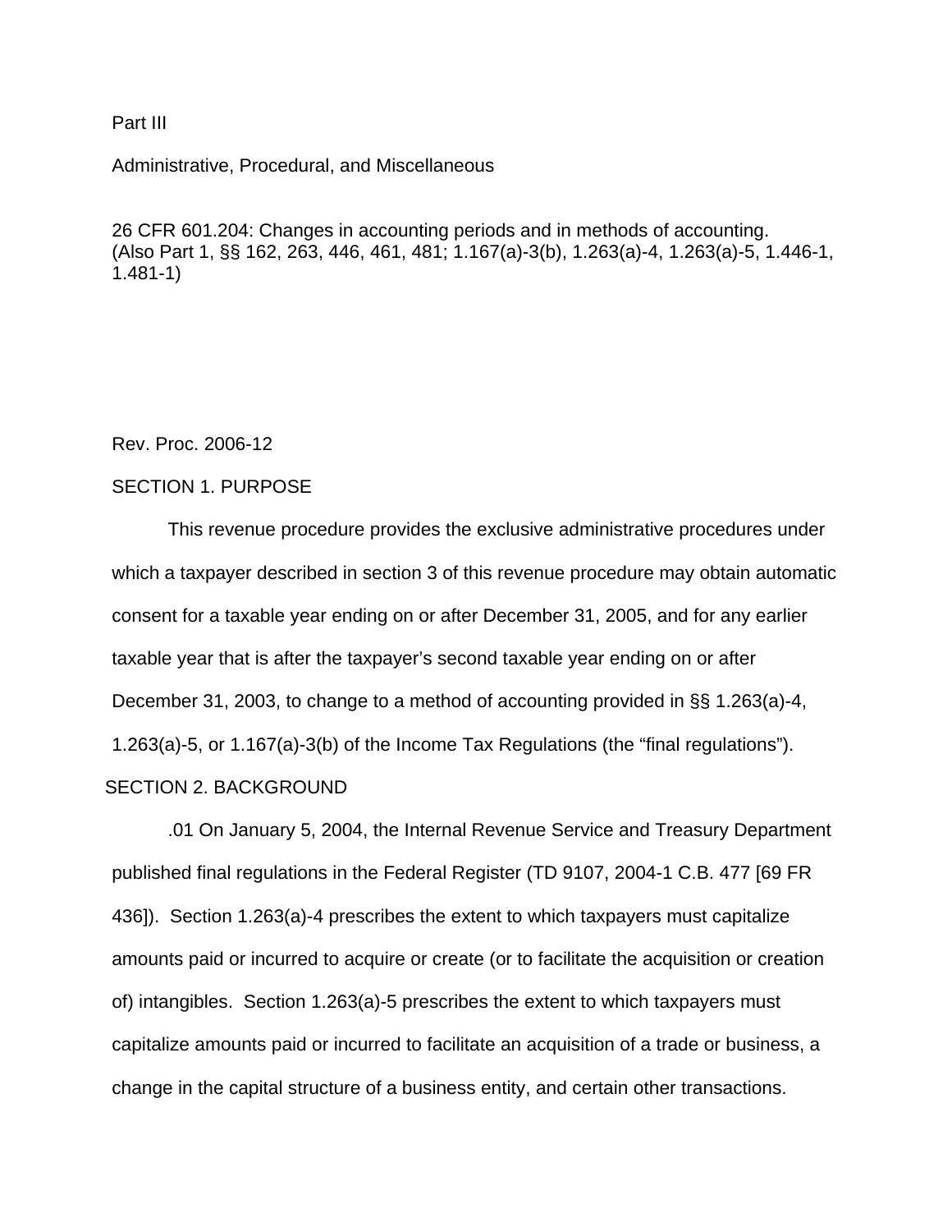Part III

Administrative, Procedural, and Miscellaneous

26 CFR 601.204: Changes in accounting periods and in methods of accounting.
(Also Part 1, §§ 162, 263, 446, 461, 481; 1.167(a)-3(b), 1.263(a)-4, 1.263(a)-5, 1.446-1, 1.481-1)

Rev. Proc. 2006-12

SECTION 1. PURPOSE

This revenue procedure provides the exclusive administrative procedures under which a taxpayer described in section 3 of this revenue procedure may obtain automatic consent for a taxable year ending on or after December 31, 2005, and for any earlier taxable year that is after the taxpayer's second taxable year ending on or after December 31, 2003, to change to a method of accounting provided in §§ 1.263(a)-4, 1.263(a)-5, or 1.167(a)-3(b) of the Income Tax Regulations (the "final regulations").

SECTION 2. BACKGROUND

.01 On January 5, 2004, the Internal Revenue Service and Treasury Department published final regulations in the Federal Register (TD 9107, 2004-1 C.B. 477 [69 FR 436]). Section 1.263(a)-4 prescribes the extent to which taxpayers must capitalize amounts paid or incurred to acquire or create (or to facilitate the acquisition or creation of) intangibles. Section 1.263(a)-5 prescribes the extent to which taxpayers must capitalize amounts paid or incurred to facilitate an acquisition of a trade or business, a change in the capital structure of a business entity, and certain other transactions.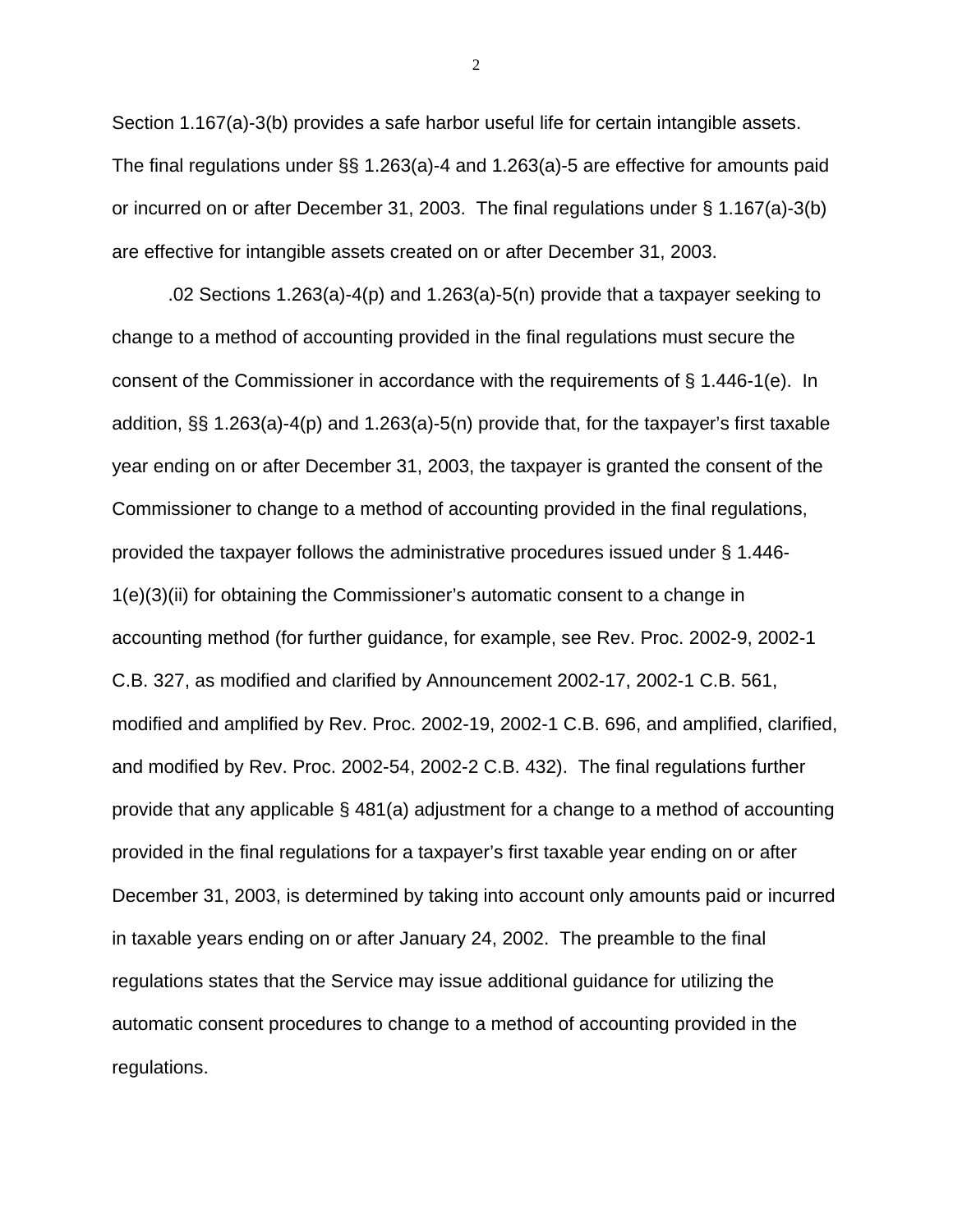Section 1.167(a)-3(b) provides a safe harbor useful life for certain intangible assets. The final regulations under §§ 1.263(a)-4 and 1.263(a)-5 are effective for amounts paid or incurred on or after December 31, 2003. The final regulations under § 1.167(a)-3(b) are effective for intangible assets created on or after December 31, 2003.

.02 Sections 1.263(a)-4(p) and 1.263(a)-5(n) provide that a taxpayer seeking to change to a method of accounting provided in the final regulations must secure the consent of the Commissioner in accordance with the requirements of § 1.446-1(e). In addition, §§ 1.263(a)-4(p) and 1.263(a)-5(n) provide that, for the taxpayer's first taxable year ending on or after December 31, 2003, the taxpayer is granted the consent of the Commissioner to change to a method of accounting provided in the final regulations, provided the taxpayer follows the administrative procedures issued under § 1.446-1(e)(3)(ii) for obtaining the Commissioner's automatic consent to a change in accounting method (for further guidance, for example, see Rev. Proc. 2002-9, 2002-1 C.B. 327, as modified and clarified by Announcement 2002-17, 2002-1 C.B. 561, modified and amplified by Rev. Proc. 2002-19, 2002-1 C.B. 696, and amplified, clarified, and modified by Rev. Proc. 2002-54, 2002-2 C.B. 432). The final regulations further provide that any applicable § 481(a) adjustment for a change to a method of accounting provided in the final regulations for a taxpayer's first taxable year ending on or after December 31, 2003, is determined by taking into account only amounts paid or incurred in taxable years ending on or after January 24, 2002. The preamble to the final regulations states that the Service may issue additional guidance for utilizing the automatic consent procedures to change to a method of accounting provided in the regulations.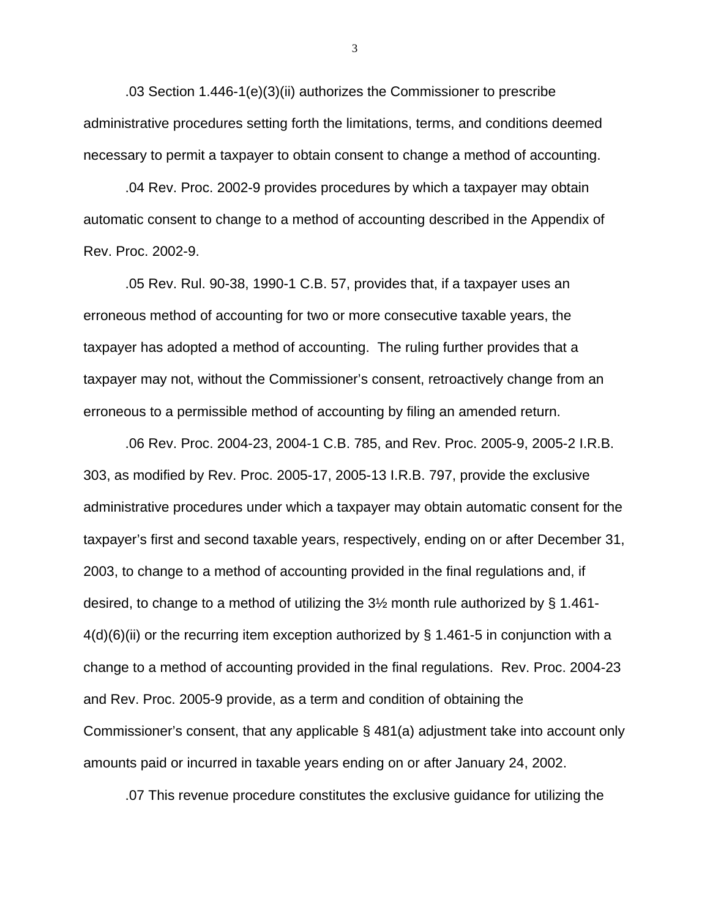.03 Section 1.446-1(e)(3)(ii) authorizes the Commissioner to prescribe administrative procedures setting forth the limitations, terms, and conditions deemed necessary to permit a taxpayer to obtain consent to change a method of accounting.

.04 Rev. Proc. 2002-9 provides procedures by which a taxpayer may obtain automatic consent to change to a method of accounting described in the Appendix of Rev. Proc. 2002-9.

.05 Rev. Rul. 90-38, 1990-1 C.B. 57, provides that, if a taxpayer uses an erroneous method of accounting for two or more consecutive taxable years, the taxpayer has adopted a method of accounting. The ruling further provides that a taxpayer may not, without the Commissioner's consent, retroactively change from an erroneous to a permissible method of accounting by filing an amended return.

.06 Rev. Proc. 2004-23, 2004-1 C.B. 785, and Rev. Proc. 2005-9, 2005-2 I.R.B. 303, as modified by Rev. Proc. 2005-17, 2005-13 I.R.B. 797, provide the exclusive administrative procedures under which a taxpayer may obtain automatic consent for the taxpayer's first and second taxable years, respectively, ending on or after December 31, 2003, to change to a method of accounting provided in the final regulations and, if desired, to change to a method of utilizing the 3½ month rule authorized by § 1.461-4(d)(6)(ii) or the recurring item exception authorized by § 1.461-5 in conjunction with a change to a method of accounting provided in the final regulations. Rev. Proc. 2004-23 and Rev. Proc. 2005-9 provide, as a term and condition of obtaining the Commissioner's consent, that any applicable § 481(a) adjustment take into account only amounts paid or incurred in taxable years ending on or after January 24, 2002.

.07 This revenue procedure constitutes the exclusive guidance for utilizing the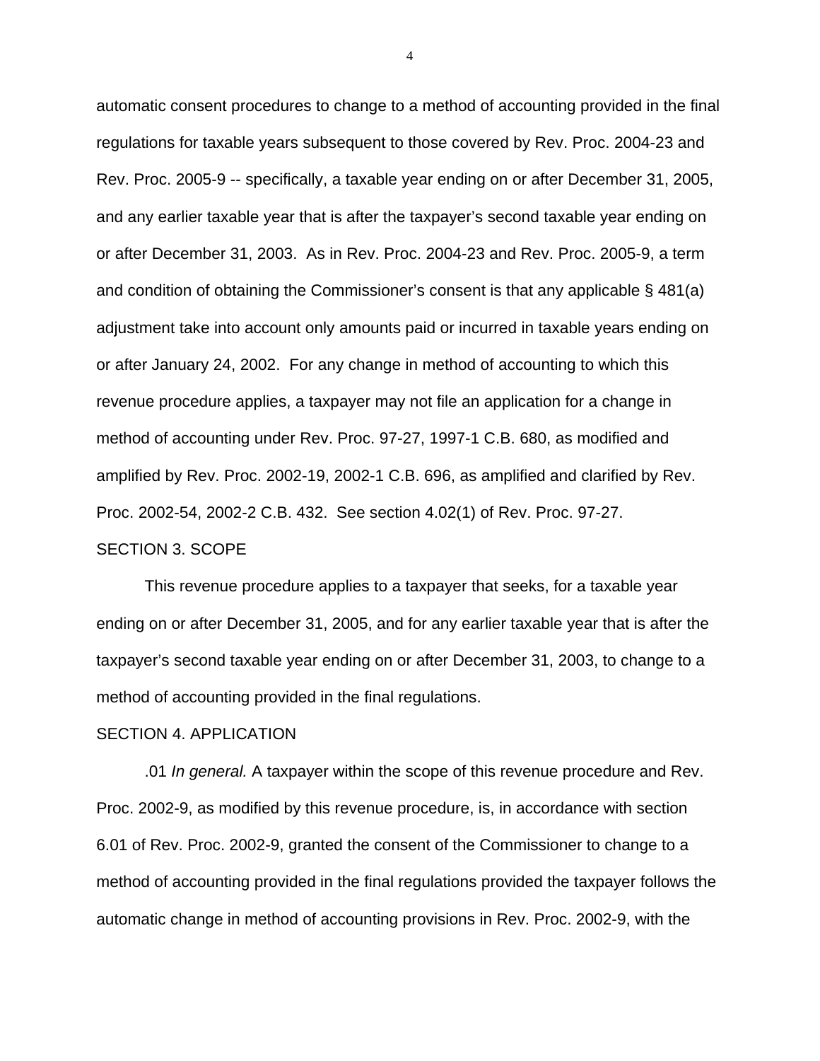automatic consent procedures to change to a method of accounting provided in the final regulations for taxable years subsequent to those covered by Rev. Proc. 2004-23 and Rev. Proc. 2005-9 -- specifically, a taxable year ending on or after December 31, 2005, and any earlier taxable year that is after the taxpayer's second taxable year ending on or after December 31, 2003. As in Rev. Proc. 2004-23 and Rev. Proc. 2005-9, a term and condition of obtaining the Commissioner's consent is that any applicable § 481(a) adjustment take into account only amounts paid or incurred in taxable years ending on or after January 24, 2002. For any change in method of accounting to which this revenue procedure applies, a taxpayer may not file an application for a change in method of accounting under Rev. Proc. 97-27, 1997-1 C.B. 680, as modified and amplified by Rev. Proc. 2002-19, 2002-1 C.B. 696, as amplified and clarified by Rev. Proc. 2002-54, 2002-2 C.B. 432. See section 4.02(1) of Rev. Proc. 97-27.

## SECTION 3. SCOPE

This revenue procedure applies to a taxpayer that seeks, for a taxable year ending on or after December 31, 2005, and for any earlier taxable year that is after the taxpayer's second taxable year ending on or after December 31, 2003, to change to a method of accounting provided in the final regulations.

## SECTION 4. APPLICATION

.01 *In general.* A taxpayer within the scope of this revenue procedure and Rev. Proc. 2002-9, as modified by this revenue procedure, is, in accordance with section 6.01 of Rev. Proc. 2002-9, granted the consent of the Commissioner to change to a method of accounting provided in the final regulations provided the taxpayer follows the automatic change in method of accounting provisions in Rev. Proc. 2002-9, with the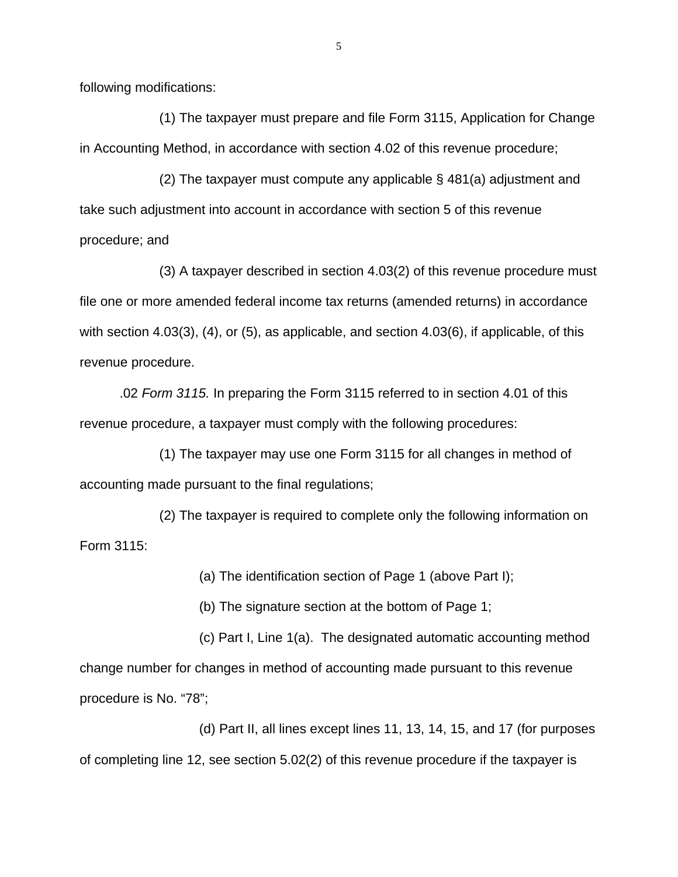following modifications:

(1) The taxpayer must prepare and file Form 3115, Application for Change in Accounting Method, in accordance with section 4.02 of this revenue procedure;

(2) The taxpayer must compute any applicable § 481(a) adjustment and take such adjustment into account in accordance with section 5 of this revenue procedure; and

(3) A taxpayer described in section 4.03(2) of this revenue procedure must file one or more amended federal income tax returns (amended returns) in accordance with section 4.03(3), (4), or (5), as applicable, and section 4.03(6), if applicable, of this revenue procedure.

.02 *Form 3115.* In preparing the Form 3115 referred to in section 4.01 of this revenue procedure, a taxpayer must comply with the following procedures:

(1) The taxpayer may use one Form 3115 for all changes in method of accounting made pursuant to the final regulations;

(2) The taxpayer is required to complete only the following information on Form 3115:

(a) The identification section of Page 1 (above Part I);

(b) The signature section at the bottom of Page 1;

(c) Part I, Line 1(a). The designated automatic accounting method change number for changes in method of accounting made pursuant to this revenue procedure is No. "78";

(d) Part II, all lines except lines 11, 13, 14, 15, and 17 (for purposes of completing line 12, see section 5.02(2) of this revenue procedure if the taxpayer is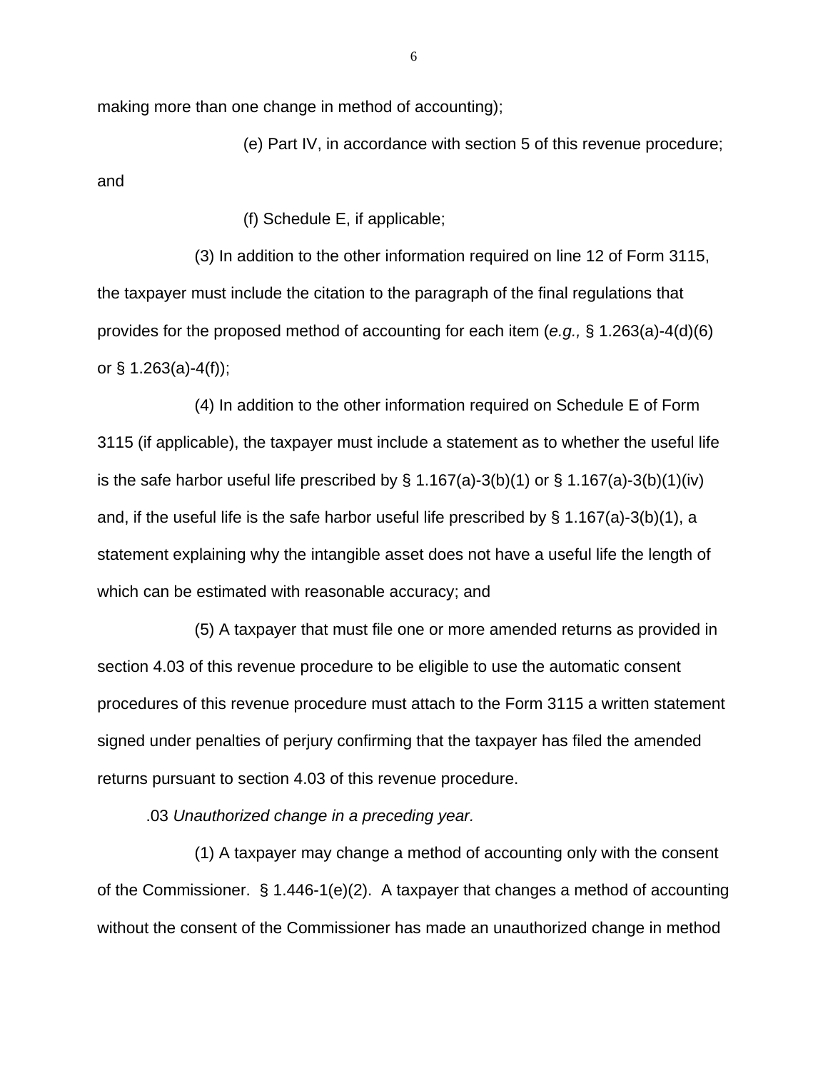making more than one change in method of accounting);

(e) Part IV, in accordance with section 5 of this revenue procedure; and

(f) Schedule E, if applicable;

(3) In addition to the other information required on line 12 of Form 3115, the taxpayer must include the citation to the paragraph of the final regulations that provides for the proposed method of accounting for each item (*e.g.,* § 1.263(a)-4(d)(6) or § 1.263(a)-4(f));

(4) In addition to the other information required on Schedule E of Form 3115 (if applicable), the taxpayer must include a statement as to whether the useful life is the safe harbor useful life prescribed by § 1.167(a)-3(b)(1) or § 1.167(a)-3(b)(1)(iv) and, if the useful life is the safe harbor useful life prescribed by § 1.167(a)-3(b)(1), a statement explaining why the intangible asset does not have a useful life the length of which can be estimated with reasonable accuracy; and

(5) A taxpayer that must file one or more amended returns as provided in section 4.03 of this revenue procedure to be eligible to use the automatic consent procedures of this revenue procedure must attach to the Form 3115 a written statement signed under penalties of perjury confirming that the taxpayer has filed the amended returns pursuant to section 4.03 of this revenue procedure.

.03 *Unauthorized change in a preceding year.*

(1) A taxpayer may change a method of accounting only with the consent of the Commissioner. § 1.446-1(e)(2). A taxpayer that changes a method of accounting without the consent of the Commissioner has made an unauthorized change in method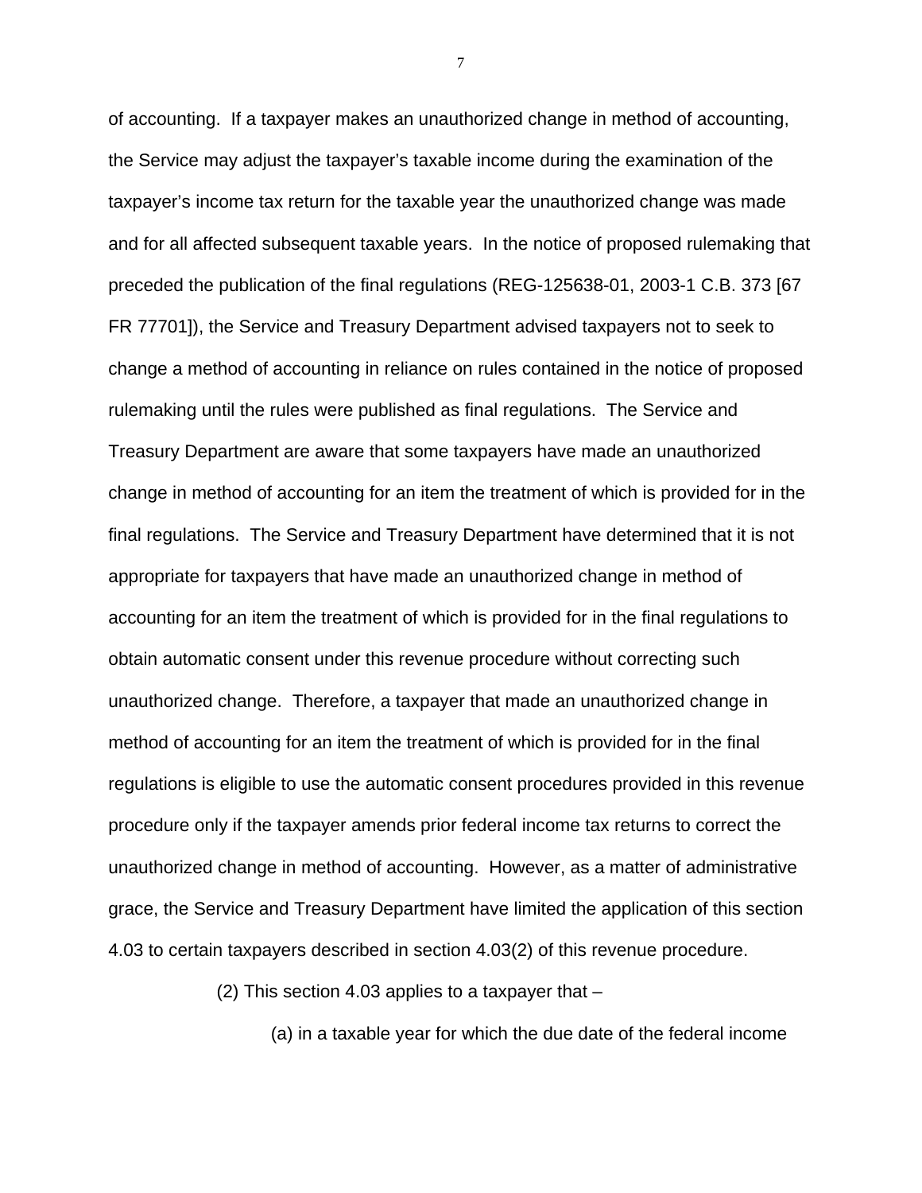of accounting. If a taxpayer makes an unauthorized change in method of accounting, the Service may adjust the taxpayer's taxable income during the examination of the taxpayer's income tax return for the taxable year the unauthorized change was made and for all affected subsequent taxable years. In the notice of proposed rulemaking that preceded the publication of the final regulations (REG-125638-01, 2003-1 C.B. 373 [67 FR 77701]), the Service and Treasury Department advised taxpayers not to seek to change a method of accounting in reliance on rules contained in the notice of proposed rulemaking until the rules were published as final regulations. The Service and Treasury Department are aware that some taxpayers have made an unauthorized change in method of accounting for an item the treatment of which is provided for in the final regulations. The Service and Treasury Department have determined that it is not appropriate for taxpayers that have made an unauthorized change in method of accounting for an item the treatment of which is provided for in the final regulations to obtain automatic consent under this revenue procedure without correcting such unauthorized change. Therefore, a taxpayer that made an unauthorized change in method of accounting for an item the treatment of which is provided for in the final regulations is eligible to use the automatic consent procedures provided in this revenue procedure only if the taxpayer amends prior federal income tax returns to correct the unauthorized change in method of accounting. However, as a matter of administrative grace, the Service and Treasury Department have limited the application of this section 4.03 to certain taxpayers described in section 4.03(2) of this revenue procedure.

(2) This section 4.03 applies to a taxpayer that –

(a) in a taxable year for which the due date of the federal income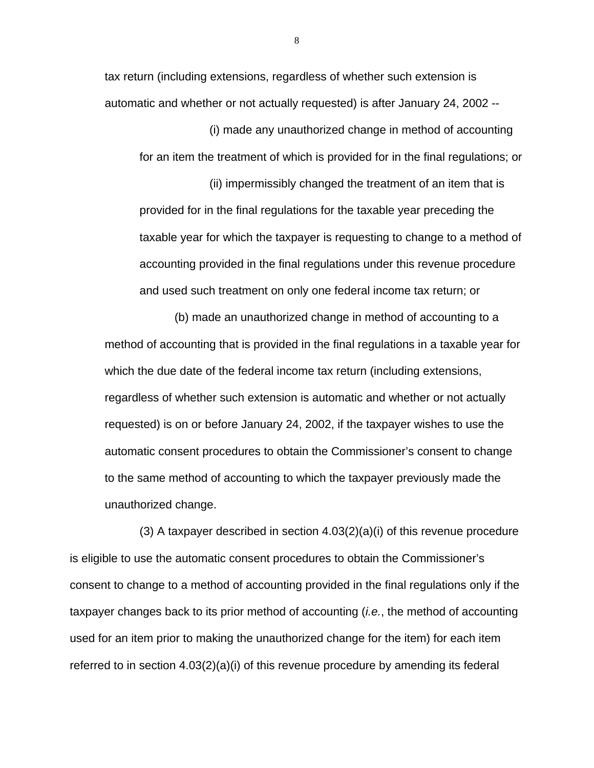tax return (including extensions, regardless of whether such extension is automatic and whether or not actually requested) is after January 24, 2002 --

(i) made any unauthorized change in method of accounting for an item the treatment of which is provided for in the final regulations; or

(ii) impermissibly changed the treatment of an item that is provided for in the final regulations for the taxable year preceding the taxable year for which the taxpayer is requesting to change to a method of accounting provided in the final regulations under this revenue procedure and used such treatment on only one federal income tax return; or

(b) made an unauthorized change in method of accounting to a method of accounting that is provided in the final regulations in a taxable year for which the due date of the federal income tax return (including extensions, regardless of whether such extension is automatic and whether or not actually requested) is on or before January 24, 2002, if the taxpayer wishes to use the automatic consent procedures to obtain the Commissioner's consent to change to the same method of accounting to which the taxpayer previously made the unauthorized change.

(3) A taxpayer described in section 4.03(2)(a)(i) of this revenue procedure is eligible to use the automatic consent procedures to obtain the Commissioner's consent to change to a method of accounting provided in the final regulations only if the taxpayer changes back to its prior method of accounting (*i.e.*, the method of accounting used for an item prior to making the unauthorized change for the item) for each item referred to in section 4.03(2)(a)(i) of this revenue procedure by amending its federal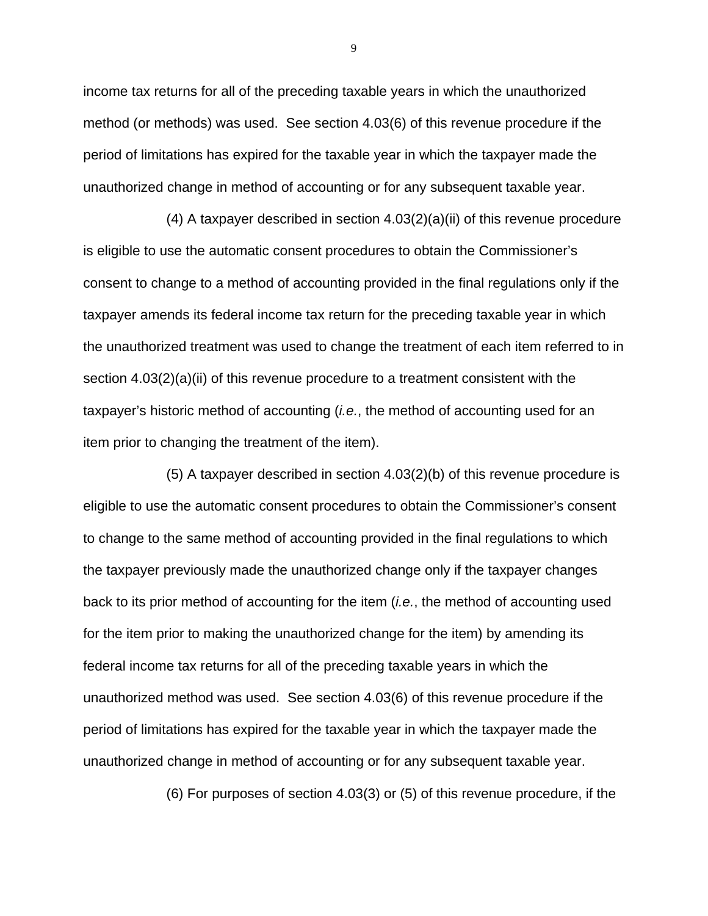income tax returns for all of the preceding taxable years in which the unauthorized method (or methods) was used. See section 4.03(6) of this revenue procedure if the period of limitations has expired for the taxable year in which the taxpayer made the unauthorized change in method of accounting or for any subsequent taxable year.

(4) A taxpayer described in section 4.03(2)(a)(ii) of this revenue procedure is eligible to use the automatic consent procedures to obtain the Commissioner's consent to change to a method of accounting provided in the final regulations only if the taxpayer amends its federal income tax return for the preceding taxable year in which the unauthorized treatment was used to change the treatment of each item referred to in section 4.03(2)(a)(ii) of this revenue procedure to a treatment consistent with the taxpayer's historic method of accounting (*i.e.*, the method of accounting used for an item prior to changing the treatment of the item).

(5) A taxpayer described in section 4.03(2)(b) of this revenue procedure is eligible to use the automatic consent procedures to obtain the Commissioner's consent to change to the same method of accounting provided in the final regulations to which the taxpayer previously made the unauthorized change only if the taxpayer changes back to its prior method of accounting for the item (*i.e.*, the method of accounting used for the item prior to making the unauthorized change for the item) by amending its federal income tax returns for all of the preceding taxable years in which the unauthorized method was used. See section 4.03(6) of this revenue procedure if the period of limitations has expired for the taxable year in which the taxpayer made the unauthorized change in method of accounting or for any subsequent taxable year.

(6) For purposes of section 4.03(3) or (5) of this revenue procedure, if the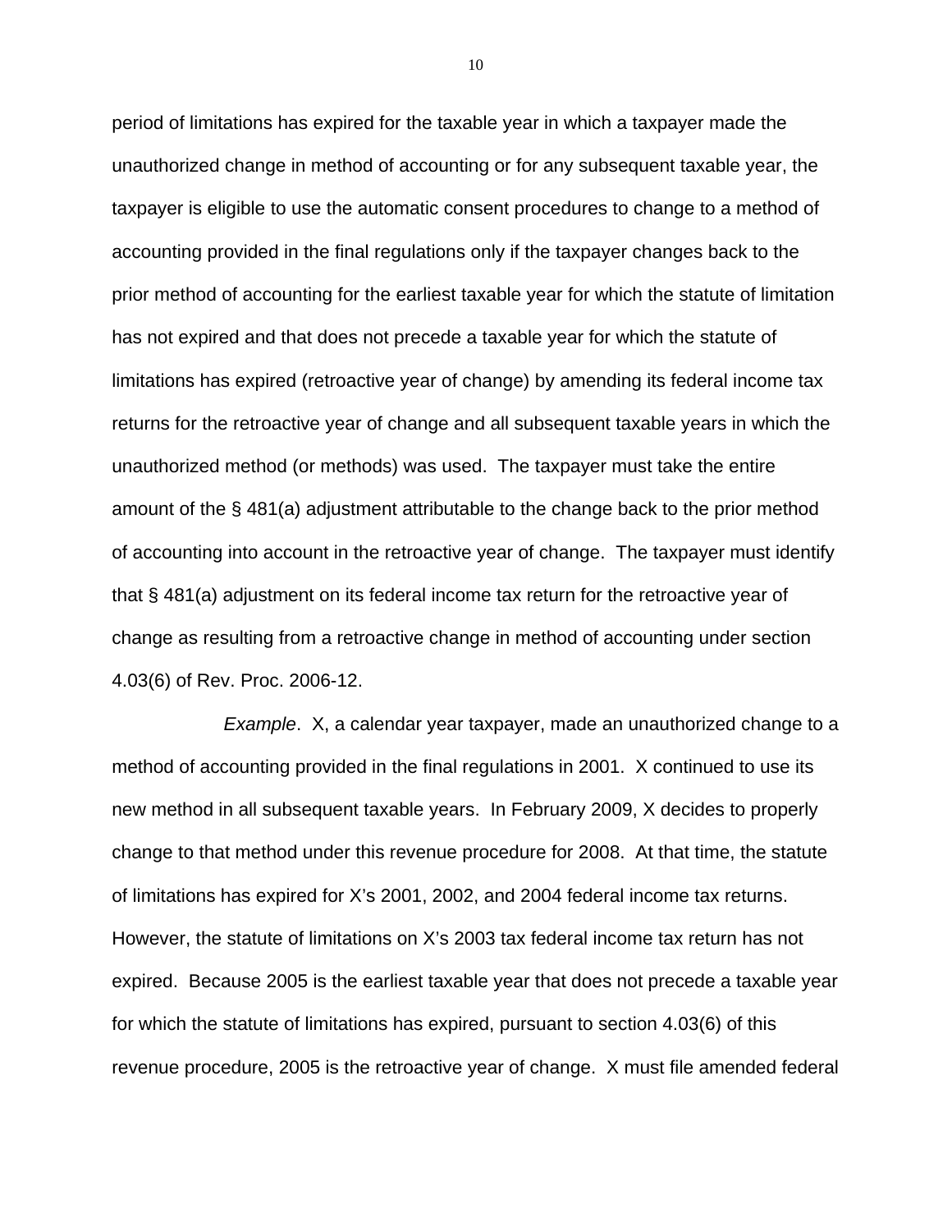period of limitations has expired for the taxable year in which a taxpayer made the unauthorized change in method of accounting or for any subsequent taxable year, the taxpayer is eligible to use the automatic consent procedures to change to a method of accounting provided in the final regulations only if the taxpayer changes back to the prior method of accounting for the earliest taxable year for which the statute of limitation has not expired and that does not precede a taxable year for which the statute of limitations has expired (retroactive year of change) by amending its federal income tax returns for the retroactive year of change and all subsequent taxable years in which the unauthorized method (or methods) was used. The taxpayer must take the entire amount of the § 481(a) adjustment attributable to the change back to the prior method of accounting into account in the retroactive year of change. The taxpayer must identify that § 481(a) adjustment on its federal income tax return for the retroactive year of change as resulting from a retroactive change in method of accounting under section 4.03(6) of Rev. Proc. 2006-12.

*Example*. X, a calendar year taxpayer, made an unauthorized change to a method of accounting provided in the final regulations in 2001. X continued to use its new method in all subsequent taxable years. In February 2009, X decides to properly change to that method under this revenue procedure for 2008. At that time, the statute of limitations has expired for X's 2001, 2002, and 2004 federal income tax returns. However, the statute of limitations on X's 2003 tax federal income tax return has not expired. Because 2005 is the earliest taxable year that does not precede a taxable year for which the statute of limitations has expired, pursuant to section 4.03(6) of this revenue procedure, 2005 is the retroactive year of change. X must file amended federal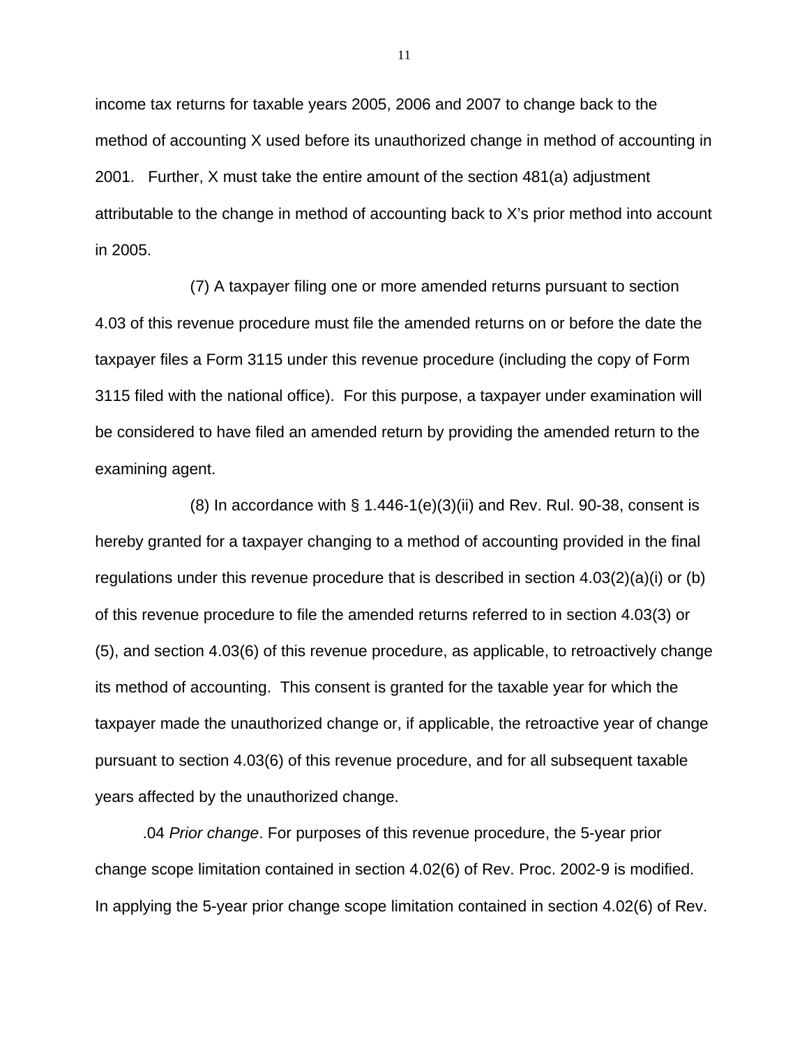income tax returns for taxable years 2005, 2006 and 2007 to change back to the method of accounting X used before its unauthorized change in method of accounting in 2001. Further, X must take the entire amount of the section 481(a) adjustment attributable to the change in method of accounting back to X's prior method into account in 2005.

(7) A taxpayer filing one or more amended returns pursuant to section 4.03 of this revenue procedure must file the amended returns on or before the date the taxpayer files a Form 3115 under this revenue procedure (including the copy of Form 3115 filed with the national office). For this purpose, a taxpayer under examination will be considered to have filed an amended return by providing the amended return to the examining agent.

(8) In accordance with § 1.446-1(e)(3)(ii) and Rev. Rul. 90-38, consent is hereby granted for a taxpayer changing to a method of accounting provided in the final regulations under this revenue procedure that is described in section 4.03(2)(a)(i) or (b) of this revenue procedure to file the amended returns referred to in section 4.03(3) or (5), and section 4.03(6) of this revenue procedure, as applicable, to retroactively change its method of accounting. This consent is granted for the taxable year for which the taxpayer made the unauthorized change or, if applicable, the retroactive year of change pursuant to section 4.03(6) of this revenue procedure, and for all subsequent taxable years affected by the unauthorized change.

.04 *Prior change*. For purposes of this revenue procedure, the 5-year prior change scope limitation contained in section 4.02(6) of Rev. Proc. 2002-9 is modified. In applying the 5-year prior change scope limitation contained in section 4.02(6) of Rev.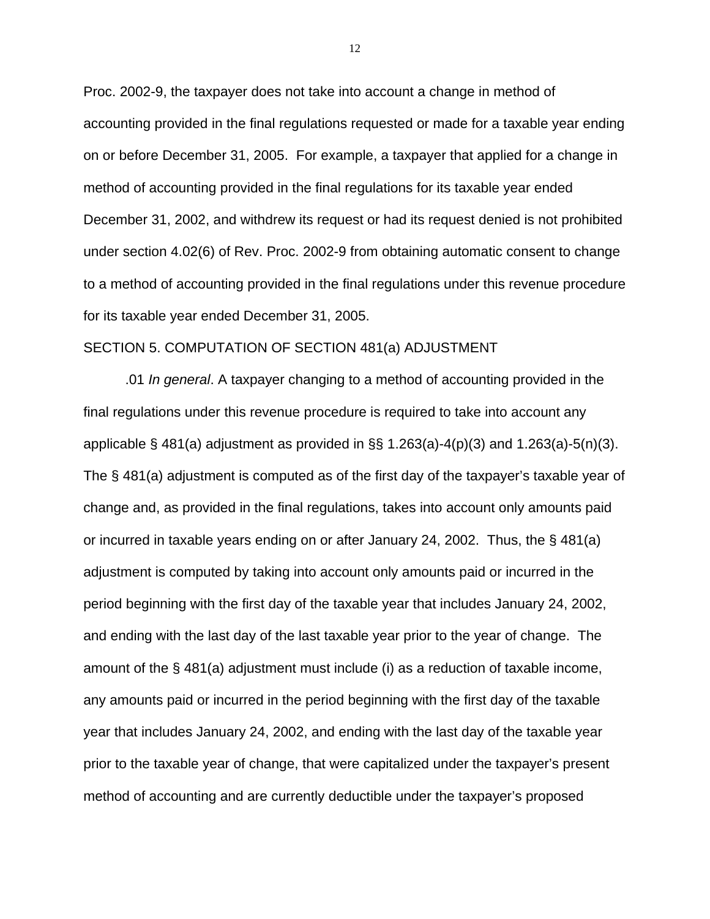Proc. 2002-9, the taxpayer does not take into account a change in method of accounting provided in the final regulations requested or made for a taxable year ending on or before December 31, 2005. For example, a taxpayer that applied for a change in method of accounting provided in the final regulations for its taxable year ended December 31, 2002, and withdrew its request or had its request denied is not prohibited under section 4.02(6) of Rev. Proc. 2002-9 from obtaining automatic consent to change to a method of accounting provided in the final regulations under this revenue procedure for its taxable year ended December 31, 2005.

SECTION 5. COMPUTATION OF SECTION 481(a) ADJUSTMENT

.01 *In general*. A taxpayer changing to a method of accounting provided in the final regulations under this revenue procedure is required to take into account any applicable § 481(a) adjustment as provided in §§ 1.263(a)-4(p)(3) and 1.263(a)-5(n)(3). The § 481(a) adjustment is computed as of the first day of the taxpayer's taxable year of change and, as provided in the final regulations, takes into account only amounts paid or incurred in taxable years ending on or after January 24, 2002. Thus, the § 481(a) adjustment is computed by taking into account only amounts paid or incurred in the period beginning with the first day of the taxable year that includes January 24, 2002, and ending with the last day of the last taxable year prior to the year of change. The amount of the § 481(a) adjustment must include (i) as a reduction of taxable income, any amounts paid or incurred in the period beginning with the first day of the taxable year that includes January 24, 2002, and ending with the last day of the taxable year prior to the taxable year of change, that were capitalized under the taxpayer's present method of accounting and are currently deductible under the taxpayer's proposed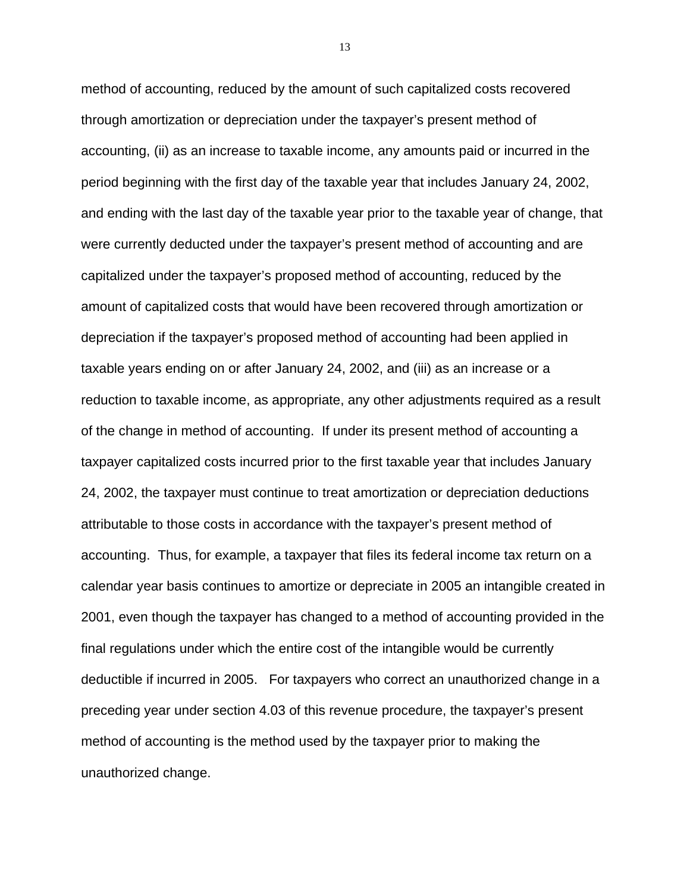method of accounting, reduced by the amount of such capitalized costs recovered through amortization or depreciation under the taxpayer's present method of accounting, (ii) as an increase to taxable income, any amounts paid or incurred in the period beginning with the first day of the taxable year that includes January 24, 2002, and ending with the last day of the taxable year prior to the taxable year of change, that were currently deducted under the taxpayer's present method of accounting and are capitalized under the taxpayer's proposed method of accounting, reduced by the amount of capitalized costs that would have been recovered through amortization or depreciation if the taxpayer's proposed method of accounting had been applied in taxable years ending on or after January 24, 2002, and (iii) as an increase or a reduction to taxable income, as appropriate, any other adjustments required as a result of the change in method of accounting. If under its present method of accounting a taxpayer capitalized costs incurred prior to the first taxable year that includes January 24, 2002, the taxpayer must continue to treat amortization or depreciation deductions attributable to those costs in accordance with the taxpayer's present method of accounting. Thus, for example, a taxpayer that files its federal income tax return on a calendar year basis continues to amortize or depreciate in 2005 an intangible created in 2001, even though the taxpayer has changed to a method of accounting provided in the final regulations under which the entire cost of the intangible would be currently deductible if incurred in 2005. For taxpayers who correct an unauthorized change in a preceding year under section 4.03 of this revenue procedure, the taxpayer's present method of accounting is the method used by the taxpayer prior to making the unauthorized change.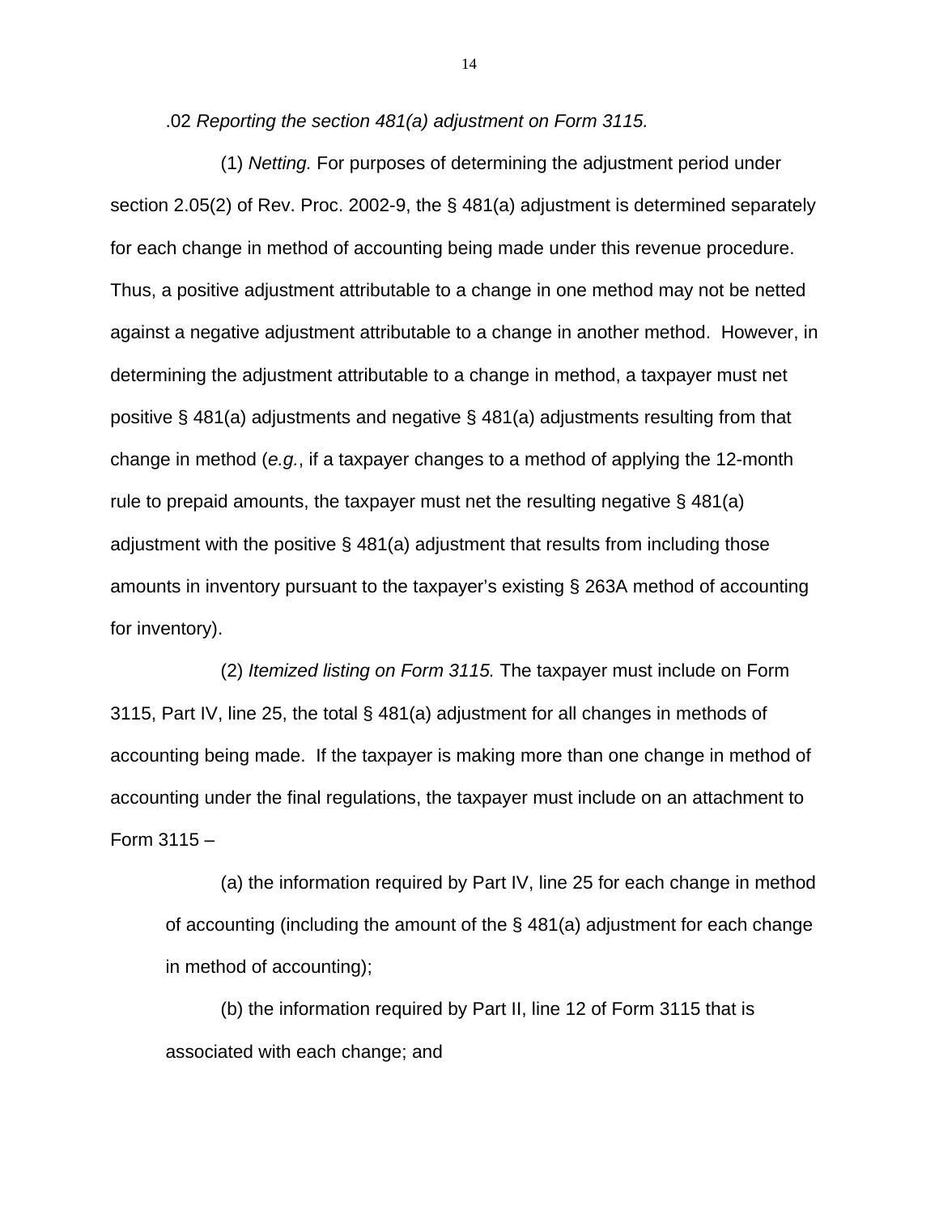.02 *Reporting the section 481(a) adjustment on Form 3115.*

(1) *Netting.* For purposes of determining the adjustment period under section 2.05(2) of Rev. Proc. 2002-9, the § 481(a) adjustment is determined separately for each change in method of accounting being made under this revenue procedure. Thus, a positive adjustment attributable to a change in one method may not be netted against a negative adjustment attributable to a change in another method. However, in determining the adjustment attributable to a change in method, a taxpayer must net positive § 481(a) adjustments and negative § 481(a) adjustments resulting from that change in method (*e.g.*, if a taxpayer changes to a method of applying the 12-month rule to prepaid amounts, the taxpayer must net the resulting negative § 481(a) adjustment with the positive § 481(a) adjustment that results from including those amounts in inventory pursuant to the taxpayer's existing § 263A method of accounting for inventory).

(2) *Itemized listing on Form 3115.* The taxpayer must include on Form 3115, Part IV, line 25, the total § 481(a) adjustment for all changes in methods of accounting being made. If the taxpayer is making more than one change in method of accounting under the final regulations, the taxpayer must include on an attachment to Form 3115 –

(a) the information required by Part IV, line 25 for each change in method of accounting (including the amount of the § 481(a) adjustment for each change in method of accounting);

(b) the information required by Part II, line 12 of Form 3115 that is associated with each change; and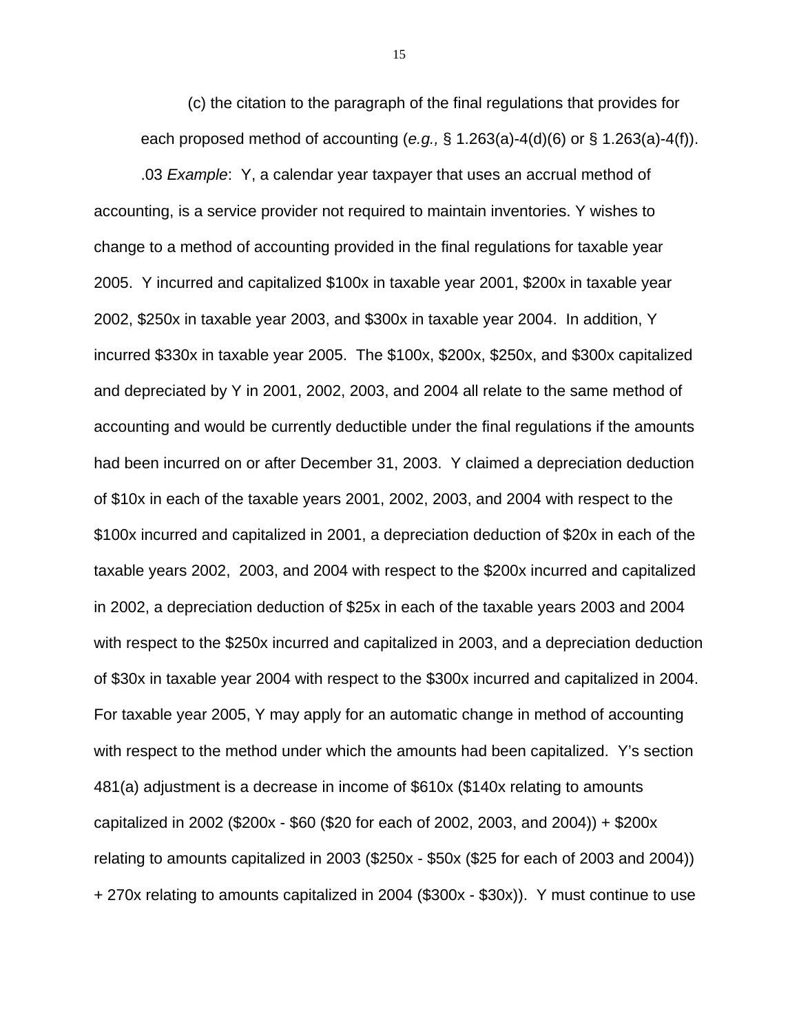(c) the citation to the paragraph of the final regulations that provides for each proposed method of accounting (*e.g.,* § 1.263(a)-4(d)(6) or § 1.263(a)-4(f)).

.03 *Example*: Y, a calendar year taxpayer that uses an accrual method of accounting, is a service provider not required to maintain inventories. Y wishes to change to a method of accounting provided in the final regulations for taxable year 2005. Y incurred and capitalized $100x in taxable year 2001, $200x in taxable year 2002, $250x in taxable year 2003, and $300x in taxable year 2004. In addition, Y incurred $330x in taxable year 2005. The $100x, $200x, $250x, and $300x capitalized and depreciated by Y in 2001, 2002, 2003, and 2004 all relate to the same method of accounting and would be currently deductible under the final regulations if the amounts had been incurred on or after December 31, 2003. Y claimed a depreciation deduction of $10x in each of the taxable years 2001, 2002, 2003, and 2004 with respect to the $100x incurred and capitalized in 2001, a depreciation deduction of $20x in each of the taxable years 2002, 2003, and 2004 with respect to the $200x incurred and capitalized in 2002, a depreciation deduction of $25x in each of the taxable years 2003 and 2004 with respect to the $250x incurred and capitalized in 2003, and a depreciation deduction of $30x in taxable year 2004 with respect to the $300x incurred and capitalized in 2004. For taxable year 2005, Y may apply for an automatic change in method of accounting with respect to the method under which the amounts had been capitalized. Y's section 481(a) adjustment is a decrease in income of $610x ($140x relating to amounts capitalized in 2002 ($200x - $60 ($20 for each of 2002, 2003, and 2004)) + $200x relating to amounts capitalized in 2003 ($250x - $50x ($25 for each of 2003 and 2004)) + 270x relating to amounts capitalized in 2004 ($300x - $30x)). Y must continue to use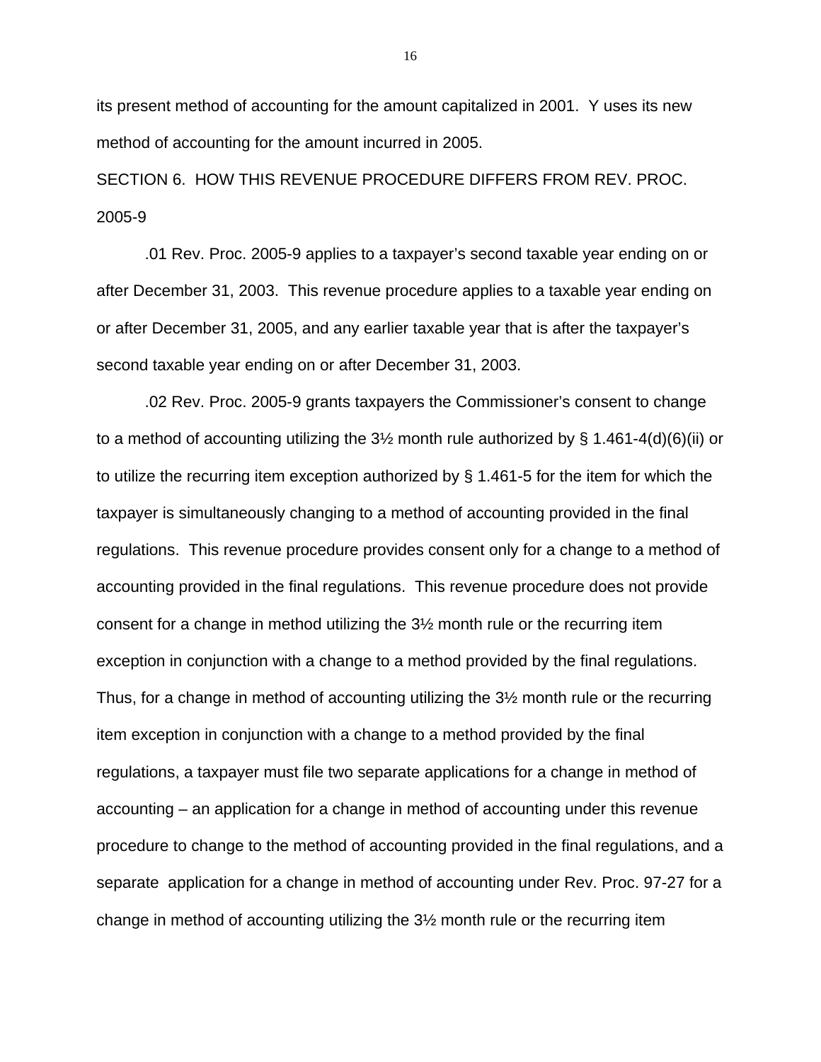its present method of accounting for the amount capitalized in 2001. Y uses its new method of accounting for the amount incurred in 2005.

SECTION 6. HOW THIS REVENUE PROCEDURE DIFFERS FROM REV. PROC. 2005-9

.01 Rev. Proc. 2005-9 applies to a taxpayer's second taxable year ending on or after December 31, 2003. This revenue procedure applies to a taxable year ending on or after December 31, 2005, and any earlier taxable year that is after the taxpayer's second taxable year ending on or after December 31, 2003.

.02 Rev. Proc. 2005-9 grants taxpayers the Commissioner's consent to change to a method of accounting utilizing the 3½ month rule authorized by § 1.461-4(d)(6)(ii) or to utilize the recurring item exception authorized by § 1.461-5 for the item for which the taxpayer is simultaneously changing to a method of accounting provided in the final regulations. This revenue procedure provides consent only for a change to a method of accounting provided in the final regulations. This revenue procedure does not provide consent for a change in method utilizing the 3½ month rule or the recurring item exception in conjunction with a change to a method provided by the final regulations. Thus, for a change in method of accounting utilizing the 3½ month rule or the recurring item exception in conjunction with a change to a method provided by the final regulations, a taxpayer must file two separate applications for a change in method of accounting – an application for a change in method of accounting under this revenue procedure to change to the method of accounting provided in the final regulations, and a separate application for a change in method of accounting under Rev. Proc. 97-27 for a change in method of accounting utilizing the 3½ month rule or the recurring item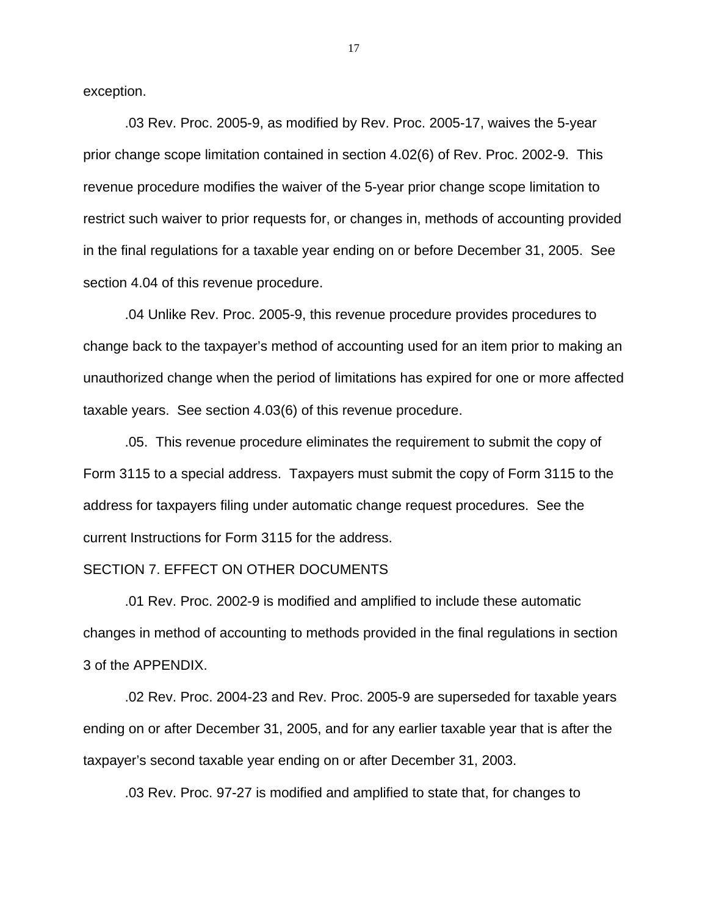exception.

.03 Rev. Proc. 2005-9, as modified by Rev. Proc. 2005-17, waives the 5-year prior change scope limitation contained in section 4.02(6) of Rev. Proc. 2002-9. This revenue procedure modifies the waiver of the 5-year prior change scope limitation to restrict such waiver to prior requests for, or changes in, methods of accounting provided in the final regulations for a taxable year ending on or before December 31, 2005. See section 4.04 of this revenue procedure.

.04 Unlike Rev. Proc. 2005-9, this revenue procedure provides procedures to change back to the taxpayer's method of accounting used for an item prior to making an unauthorized change when the period of limitations has expired for one or more affected taxable years. See section 4.03(6) of this revenue procedure.

.05. This revenue procedure eliminates the requirement to submit the copy of Form 3115 to a special address. Taxpayers must submit the copy of Form 3115 to the address for taxpayers filing under automatic change request procedures. See the current Instructions for Form 3115 for the address.

## SECTION 7. EFFECT ON OTHER DOCUMENTS

.01 Rev. Proc. 2002-9 is modified and amplified to include these automatic changes in method of accounting to methods provided in the final regulations in section 3 of the APPENDIX.

.02 Rev. Proc. 2004-23 and Rev. Proc. 2005-9 are superseded for taxable years ending on or after December 31, 2005, and for any earlier taxable year that is after the taxpayer's second taxable year ending on or after December 31, 2003.

.03 Rev. Proc. 97-27 is modified and amplified to state that, for changes to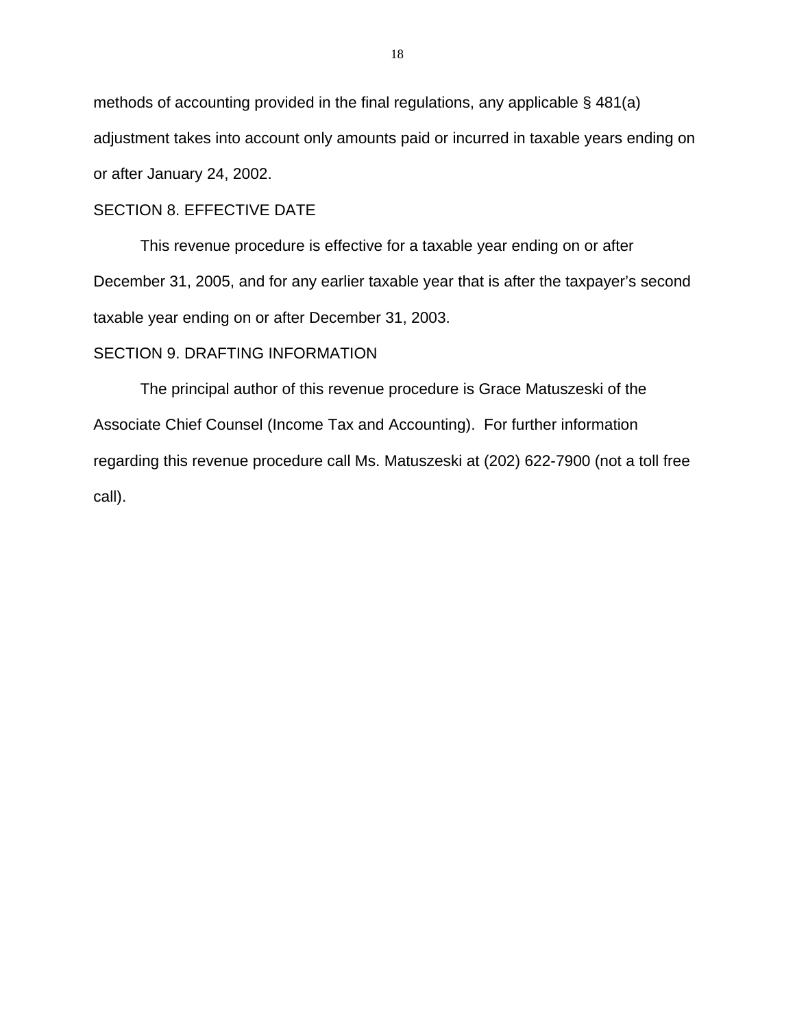methods of accounting provided in the final regulations, any applicable § 481(a) adjustment takes into account only amounts paid or incurred in taxable years ending on or after January 24, 2002.

## SECTION 8. EFFECTIVE DATE

This revenue procedure is effective for a taxable year ending on or after December 31, 2005, and for any earlier taxable year that is after the taxpayer's second taxable year ending on or after December 31, 2003.

## SECTION 9. DRAFTING INFORMATION

The principal author of this revenue procedure is Grace Matuszeski of the Associate Chief Counsel (Income Tax and Accounting). For further information regarding this revenue procedure call Ms. Matuszeski at (202) 622-7900 (not a toll free call).